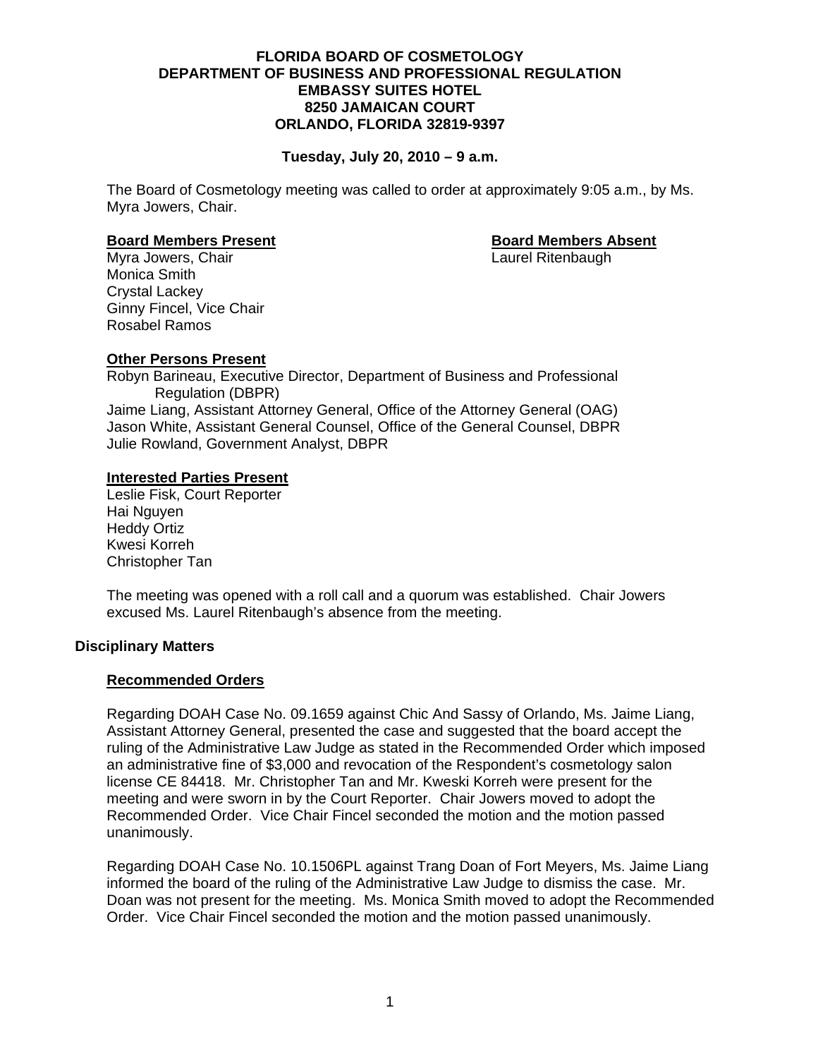# FLORIDA BOARD OF COSMETOLOGY
## DEPARTMENT OF BUSINESS AND PROFESSIONAL REGULATION
## EMBASSY SUITES HOTEL
## 8250 JAMAICAN COURT
## ORLANDO, FLORIDA 32819-9397

**Tuesday, July 20, 2010 – 9 a.m.**

The Board of Cosmetology meeting was called to order at approximately 9:05 a.m., by Ms. Myra Jowers, Chair.

**Board Members Present**

Myra Jowers, Chair
Monica Smith
Crystal Lackey
Ginny Fincel, Vice Chair
Rosabel Ramos

**Board Members Absent**

Laurel Ritenbaugh

**Other Persons Present**

Robyn Barineau, Executive Director, Department of Business and Professional Regulation (DBPR)
Jaime Liang, Assistant Attorney General, Office of the Attorney General (OAG)
Jason White, Assistant General Counsel, Office of the General Counsel, DBPR
Julie Rowland, Government Analyst, DBPR

**Interested Parties Present**

Leslie Fisk, Court Reporter
Hai Nguyen
Heddy Ortiz
Kwesi Korreh
Christopher Tan

The meeting was opened with a roll call and a quorum was established. Chair Jowers excused Ms. Laurel Ritenbaugh's absence from the meeting.

### Disciplinary Matters

**Recommended Orders**

Regarding DOAH Case No. 09.1659 against Chic And Sassy of Orlando, Ms. Jaime Liang, Assistant Attorney General, presented the case and suggested that the board accept the ruling of the Administrative Law Judge as stated in the Recommended Order which imposed an administrative fine of $3,000 and revocation of the Respondent's cosmetology salon license CE 84418. Mr. Christopher Tan and Mr. Kweski Korreh were present for the meeting and were sworn in by the Court Reporter. Chair Jowers moved to adopt the Recommended Order. Vice Chair Fincel seconded the motion and the motion passed unanimously.

Regarding DOAH Case No. 10.1506PL against Trang Doan of Fort Meyers, Ms. Jaime Liang informed the board of the ruling of the Administrative Law Judge to dismiss the case. Mr. Doan was not present for the meeting. Ms. Monica Smith moved to adopt the Recommended Order. Vice Chair Fincel seconded the motion and the motion passed unanimously.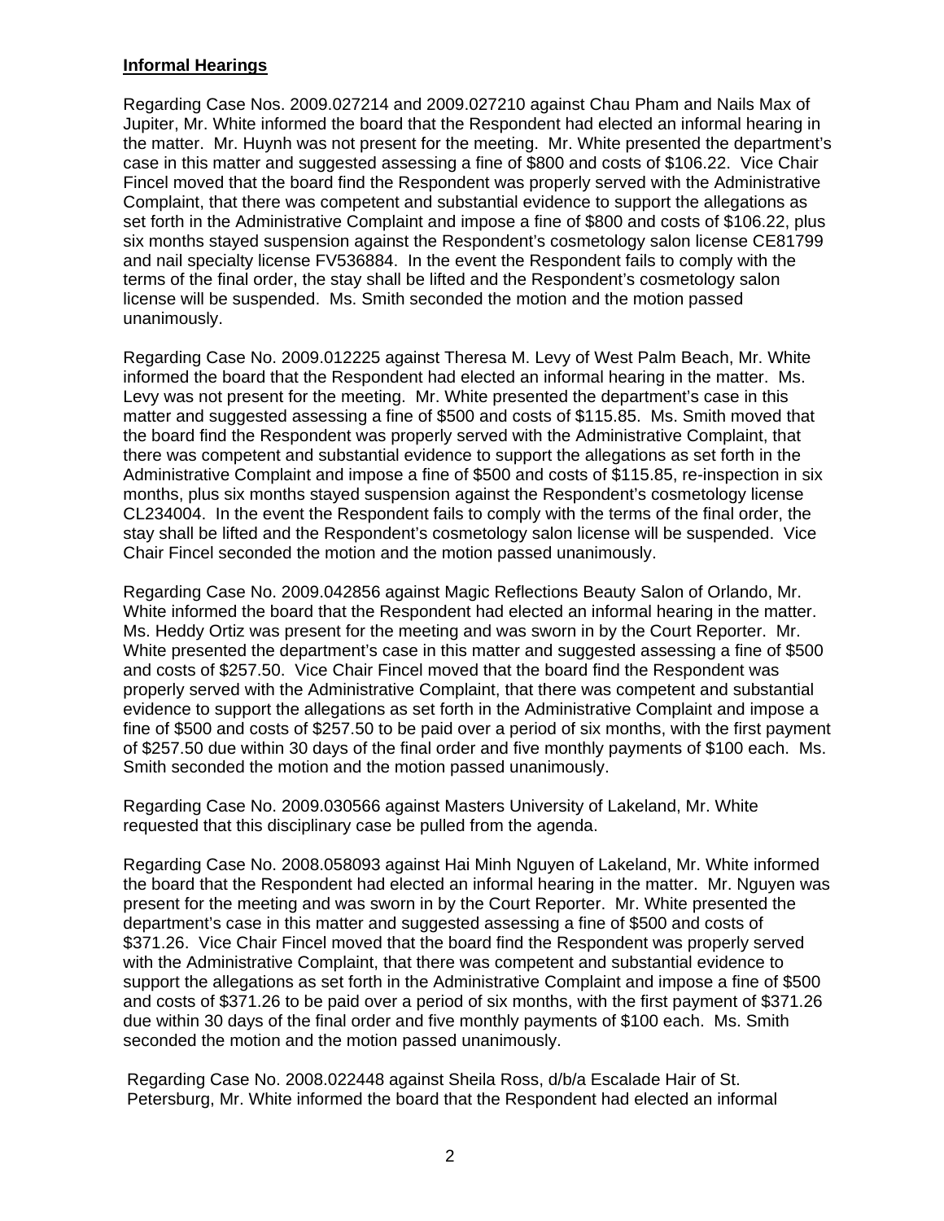**Informal Hearings**

Regarding Case Nos. 2009.027214 and 2009.027210 against Chau Pham and Nails Max of Jupiter, Mr. White informed the board that the Respondent had elected an informal hearing in the matter. Mr. Huynh was not present for the meeting. Mr. White presented the department's case in this matter and suggested assessing a fine of $800 and costs of $106.22. Vice Chair Fincel moved that the board find the Respondent was properly served with the Administrative Complaint, that there was competent and substantial evidence to support the allegations as set forth in the Administrative Complaint and impose a fine of $800 and costs of $106.22, plus six months stayed suspension against the Respondent's cosmetology salon license CE81799 and nail specialty license FV536884. In the event the Respondent fails to comply with the terms of the final order, the stay shall be lifted and the Respondent's cosmetology salon license will be suspended. Ms. Smith seconded the motion and the motion passed unanimously.

Regarding Case No. 2009.012225 against Theresa M. Levy of West Palm Beach, Mr. White informed the board that the Respondent had elected an informal hearing in the matter. Ms. Levy was not present for the meeting. Mr. White presented the department's case in this matter and suggested assessing a fine of $500 and costs of $115.85. Ms. Smith moved that the board find the Respondent was properly served with the Administrative Complaint, that there was competent and substantial evidence to support the allegations as set forth in the Administrative Complaint and impose a fine of $500 and costs of $115.85, re-inspection in six months, plus six months stayed suspension against the Respondent's cosmetology license CL234004. In the event the Respondent fails to comply with the terms of the final order, the stay shall be lifted and the Respondent's cosmetology salon license will be suspended. Vice Chair Fincel seconded the motion and the motion passed unanimously.

Regarding Case No. 2009.042856 against Magic Reflections Beauty Salon of Orlando, Mr. White informed the board that the Respondent had elected an informal hearing in the matter. Ms. Heddy Ortiz was present for the meeting and was sworn in by the Court Reporter. Mr. White presented the department's case in this matter and suggested assessing a fine of $500 and costs of $257.50. Vice Chair Fincel moved that the board find the Respondent was properly served with the Administrative Complaint, that there was competent and substantial evidence to support the allegations as set forth in the Administrative Complaint and impose a fine of $500 and costs of $257.50 to be paid over a period of six months, with the first payment of $257.50 due within 30 days of the final order and five monthly payments of $100 each. Ms. Smith seconded the motion and the motion passed unanimously.

Regarding Case No. 2009.030566 against Masters University of Lakeland, Mr. White requested that this disciplinary case be pulled from the agenda.

Regarding Case No. 2008.058093 against Hai Minh Nguyen of Lakeland, Mr. White informed the board that the Respondent had elected an informal hearing in the matter. Mr. Nguyen was present for the meeting and was sworn in by the Court Reporter. Mr. White presented the department's case in this matter and suggested assessing a fine of $500 and costs of $371.26. Vice Chair Fincel moved that the board find the Respondent was properly served with the Administrative Complaint, that there was competent and substantial evidence to support the allegations as set forth in the Administrative Complaint and impose a fine of $500 and costs of $371.26 to be paid over a period of six months, with the first payment of $371.26 due within 30 days of the final order and five monthly payments of $100 each. Ms. Smith seconded the motion and the motion passed unanimously.

Regarding Case No. 2008.022448 against Sheila Ross, d/b/a Escalade Hair of St. Petersburg, Mr. White informed the board that the Respondent had elected an informal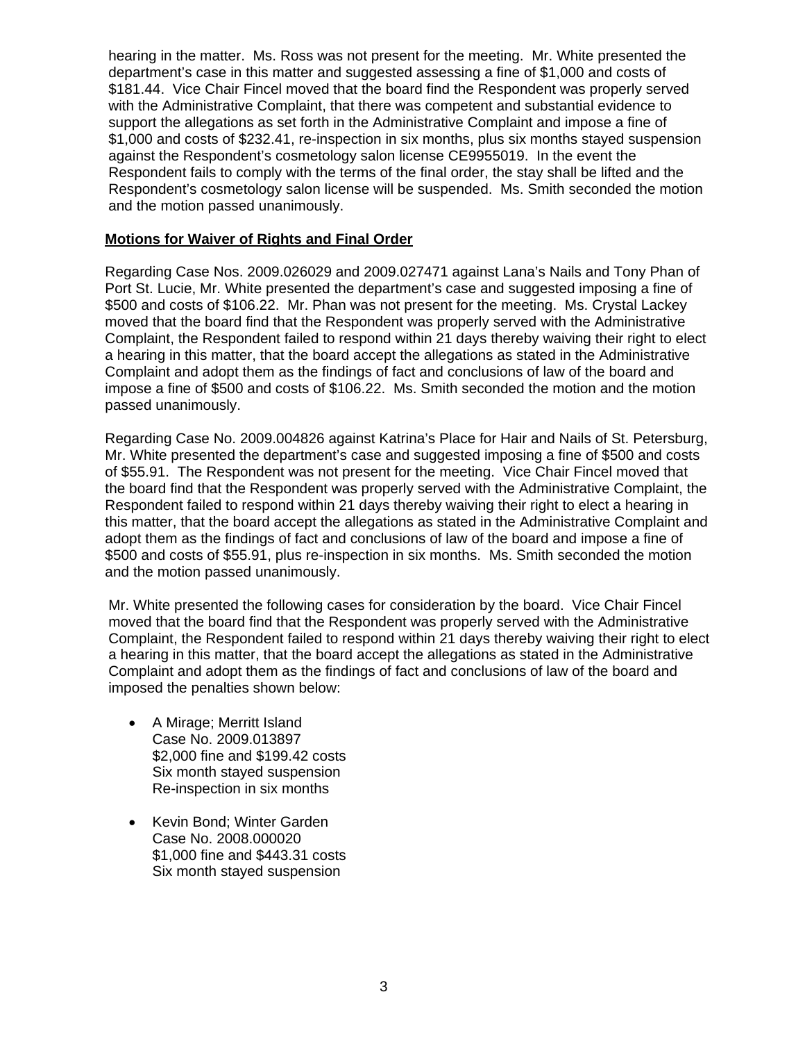hearing in the matter. Ms. Ross was not present for the meeting. Mr. White presented the department's case in this matter and suggested assessing a fine of $1,000 and costs of $181.44. Vice Chair Fincel moved that the board find the Respondent was properly served with the Administrative Complaint, that there was competent and substantial evidence to support the allegations as set forth in the Administrative Complaint and impose a fine of $1,000 and costs of $232.41, re-inspection in six months, plus six months stayed suspension against the Respondent's cosmetology salon license CE9955019. In the event the Respondent fails to comply with the terms of the final order, the stay shall be lifted and the Respondent's cosmetology salon license will be suspended. Ms. Smith seconded the motion and the motion passed unanimously.

**Motions for Waiver of Rights and Final Order**

Regarding Case Nos. 2009.026029 and 2009.027471 against Lana's Nails and Tony Phan of Port St. Lucie, Mr. White presented the department's case and suggested imposing a fine of $500 and costs of $106.22. Mr. Phan was not present for the meeting. Ms. Crystal Lackey moved that the board find that the Respondent was properly served with the Administrative Complaint, the Respondent failed to respond within 21 days thereby waiving their right to elect a hearing in this matter, that the board accept the allegations as stated in the Administrative Complaint and adopt them as the findings of fact and conclusions of law of the board and impose a fine of $500 and costs of $106.22. Ms. Smith seconded the motion and the motion passed unanimously.

Regarding Case No. 2009.004826 against Katrina's Place for Hair and Nails of St. Petersburg, Mr. White presented the department's case and suggested imposing a fine of $500 and costs of $55.91. The Respondent was not present for the meeting. Vice Chair Fincel moved that the board find that the Respondent was properly served with the Administrative Complaint, the Respondent failed to respond within 21 days thereby waiving their right to elect a hearing in this matter, that the board accept the allegations as stated in the Administrative Complaint and adopt them as the findings of fact and conclusions of law of the board and impose a fine of $500 and costs of $55.91, plus re-inspection in six months. Ms. Smith seconded the motion and the motion passed unanimously.

Mr. White presented the following cases for consideration by the board. Vice Chair Fincel moved that the board find that the Respondent was properly served with the Administrative Complaint, the Respondent failed to respond within 21 days thereby waiving their right to elect a hearing in this matter, that the board accept the allegations as stated in the Administrative Complaint and adopt them as the findings of fact and conclusions of law of the board and imposed the penalties shown below:

- A Mirage; Merritt Island
  Case No. 2009.013897
  $2,000 fine and $199.42 costs
  Six month stayed suspension
  Re-inspection in six months

- Kevin Bond; Winter Garden
  Case No. 2008.000020
  $1,000 fine and $443.31 costs
  Six month stayed suspension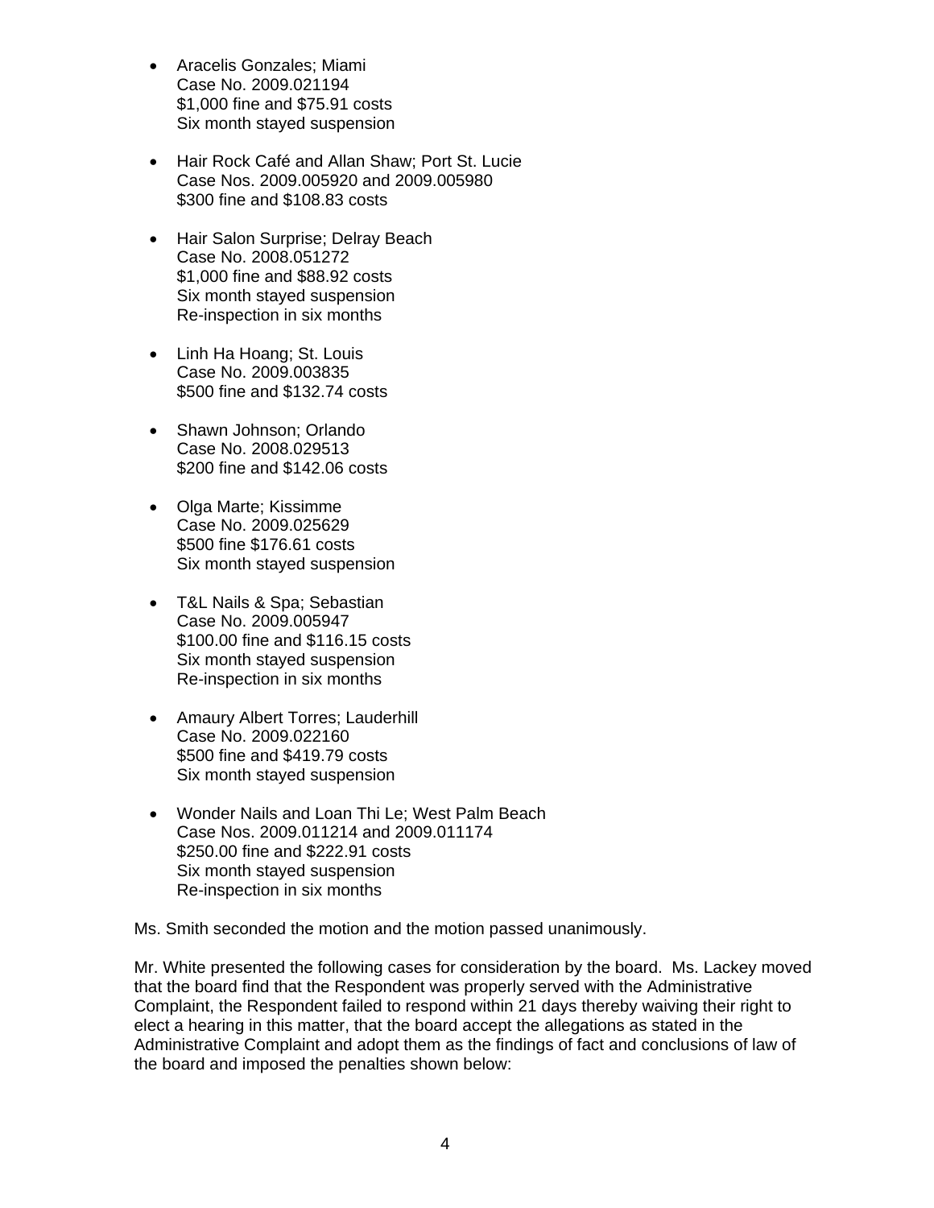- Aracelis Gonzales; Miami
  Case No. 2009.021194
  $1,000 fine and $75.91 costs
  Six month stayed suspension

- Hair Rock Café and Allan Shaw; Port St. Lucie
  Case Nos. 2009.005920 and 2009.005980
  $300 fine and $108.83 costs

- Hair Salon Surprise; Delray Beach
  Case No. 2008.051272
  $1,000 fine and $88.92 costs
  Six month stayed suspension
  Re-inspection in six months

- Linh Ha Hoang; St. Louis
  Case No. 2009.003835
  $500 fine and $132.74 costs

- Shawn Johnson; Orlando
  Case No. 2008.029513
  $200 fine and $142.06 costs

- Olga Marte; Kissimme
  Case No. 2009.025629
  $500 fine $176.61 costs
  Six month stayed suspension

- T&L Nails & Spa; Sebastian
  Case No. 2009.005947
  $100.00 fine and $116.15 costs
  Six month stayed suspension
  Re-inspection in six months

- Amaury Albert Torres; Lauderhill
  Case No. 2009.022160
  $500 fine and $419.79 costs
  Six month stayed suspension

- Wonder Nails and Loan Thi Le; West Palm Beach
  Case Nos. 2009.011214 and 2009.011174
  $250.00 fine and $222.91 costs
  Six month stayed suspension
  Re-inspection in six months

Ms. Smith seconded the motion and the motion passed unanimously.

Mr. White presented the following cases for consideration by the board. Ms. Lackey moved that the board find that the Respondent was properly served with the Administrative Complaint, the Respondent failed to respond within 21 days thereby waiving their right to elect a hearing in this matter, that the board accept the allegations as stated in the Administrative Complaint and adopt them as the findings of fact and conclusions of law of the board and imposed the penalties shown below: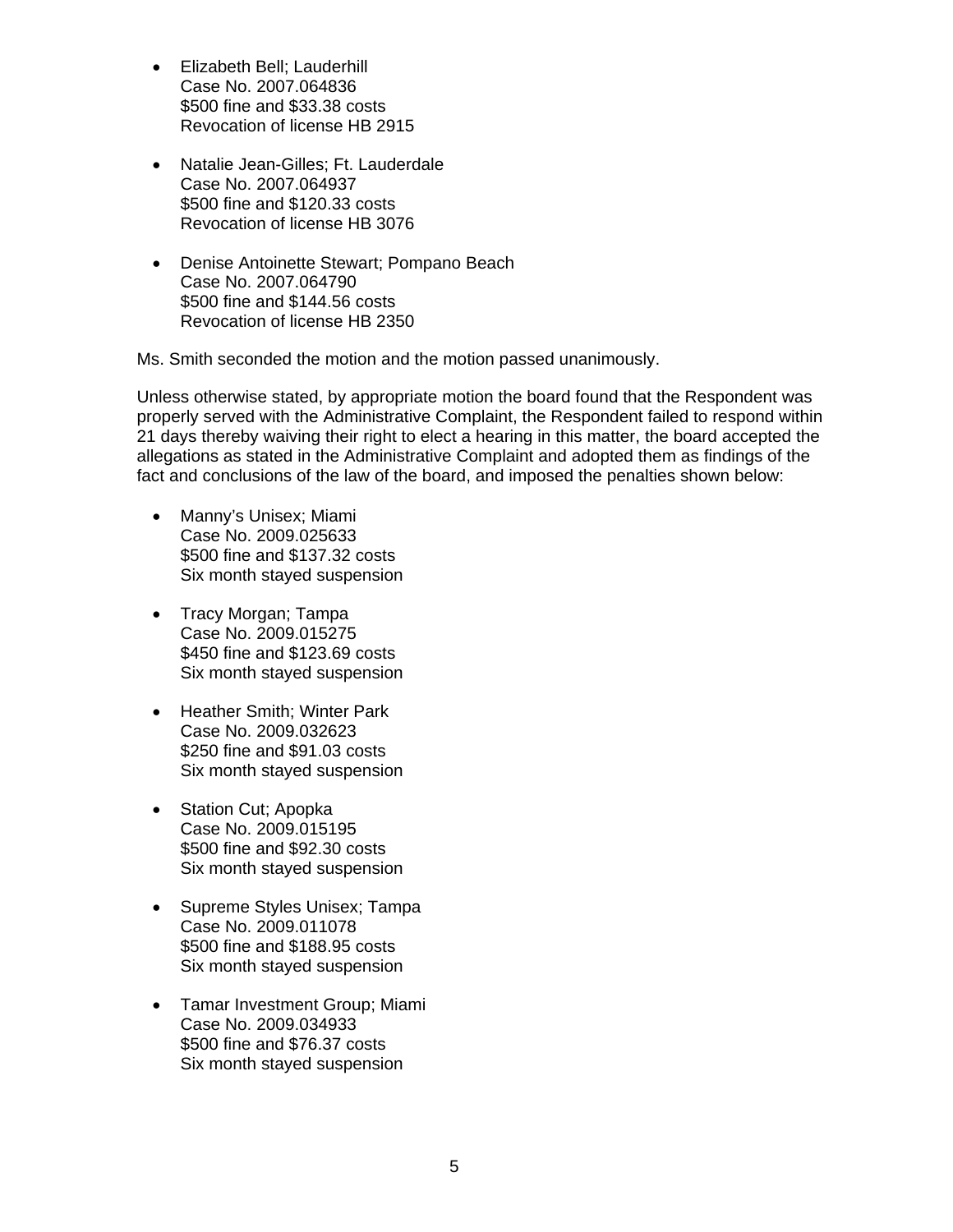- Elizabeth Bell; Lauderhill
  Case No. 2007.064836
  $500 fine and $33.38 costs
  Revocation of license HB 2915

- Natalie Jean-Gilles; Ft. Lauderdale
  Case No. 2007.064937
  $500 fine and $120.33 costs
  Revocation of license HB 3076

- Denise Antoinette Stewart; Pompano Beach
  Case No. 2007.064790
  $500 fine and $144.56 costs
  Revocation of license HB 2350

Ms. Smith seconded the motion and the motion passed unanimously.

Unless otherwise stated, by appropriate motion the board found that the Respondent was properly served with the Administrative Complaint, the Respondent failed to respond within 21 days thereby waiving their right to elect a hearing in this matter, the board accepted the allegations as stated in the Administrative Complaint and adopted them as findings of the fact and conclusions of the law of the board, and imposed the penalties shown below:

- Manny's Unisex; Miami
  Case No. 2009.025633
  $500 fine and $137.32 costs
  Six month stayed suspension

- Tracy Morgan; Tampa
  Case No. 2009.015275
  $450 fine and $123.69 costs
  Six month stayed suspension

- Heather Smith; Winter Park
  Case No. 2009.032623
  $250 fine and $91.03 costs
  Six month stayed suspension

- Station Cut; Apopka
  Case No. 2009.015195
  $500 fine and $92.30 costs
  Six month stayed suspension

- Supreme Styles Unisex; Tampa
  Case No. 2009.011078
  $500 fine and $188.95 costs
  Six month stayed suspension

- Tamar Investment Group; Miami
  Case No. 2009.034933
  $500 fine and $76.37 costs
  Six month stayed suspension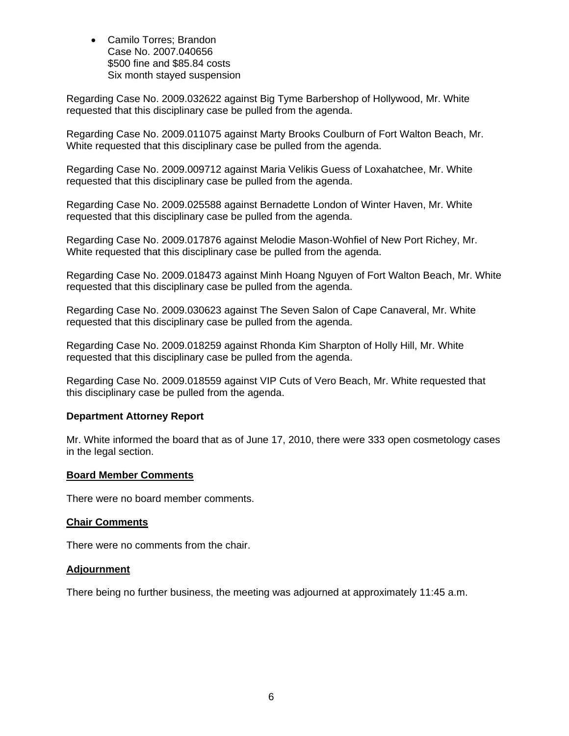- Camilo Torres; Brandon
  Case No. 2007.040656
  $500 fine and $85.84 costs
  Six month stayed suspension

Regarding Case No. 2009.032622 against Big Tyme Barbershop of Hollywood, Mr. White requested that this disciplinary case be pulled from the agenda.

Regarding Case No. 2009.011075 against Marty Brooks Coulburn of Fort Walton Beach, Mr. White requested that this disciplinary case be pulled from the agenda.

Regarding Case No. 2009.009712 against Maria Velikis Guess of Loxahatchee, Mr. White requested that this disciplinary case be pulled from the agenda.

Regarding Case No. 2009.025588 against Bernadette London of Winter Haven, Mr. White requested that this disciplinary case be pulled from the agenda.

Regarding Case No. 2009.017876 against Melodie Mason-Wohfiel of New Port Richey, Mr. White requested that this disciplinary case be pulled from the agenda.

Regarding Case No. 2009.018473 against Minh Hoang Nguyen of Fort Walton Beach, Mr. White requested that this disciplinary case be pulled from the agenda.

Regarding Case No. 2009.030623 against The Seven Salon of Cape Canaveral, Mr. White requested that this disciplinary case be pulled from the agenda.

Regarding Case No. 2009.018259 against Rhonda Kim Sharpton of Holly Hill, Mr. White requested that this disciplinary case be pulled from the agenda.

Regarding Case No. 2009.018559 against VIP Cuts of Vero Beach, Mr. White requested that this disciplinary case be pulled from the agenda.

**Department Attorney Report**

Mr. White informed the board that as of June 17, 2010, there were 333 open cosmetology cases in the legal section.

**Board Member Comments**

There were no board member comments.

**Chair Comments**

There were no comments from the chair.

**Adjournment**

There being no further business, the meeting was adjourned at approximately 11:45 a.m.